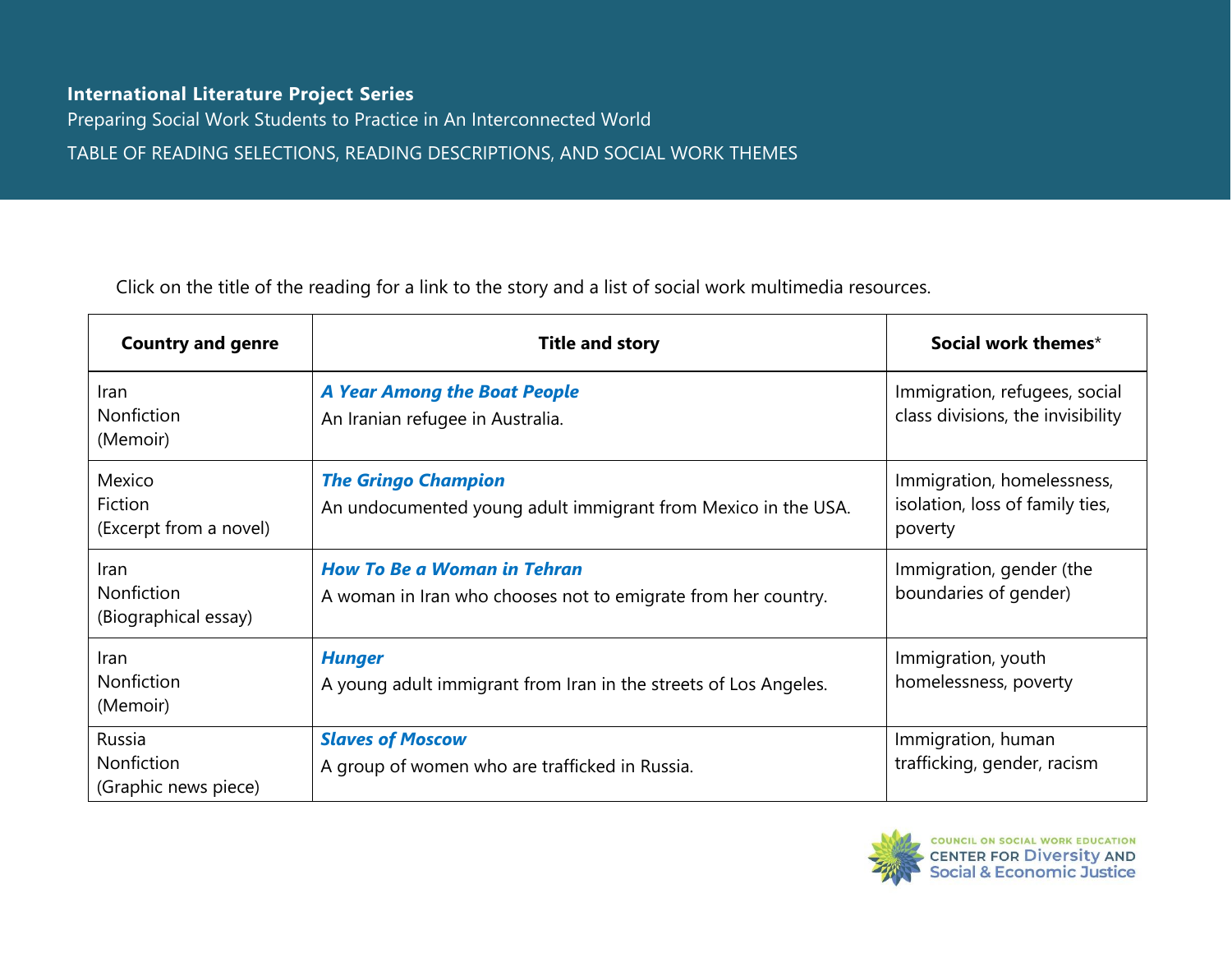**International Literature Project Series**

Preparing Social Work Students to Practice in An Interconnected World

TABLE OF READING SELECTIONS, READING DESCRIPTIONS, AND SOCIAL WORK THEMES

Click on the title of the reading for a link to the story and a list of social work multimedia resources.

| Country and genre | Title and story | Social work themes* |
|---|---|---|
| Iran<br>Nonfiction<br>(Memoir) | ***A Year Among the Boat People***<br>An Iranian refugee in Australia. | Immigration, refugees, social class divisions, the invisibility |
| Mexico<br>Fiction<br>(Excerpt from a novel) | ***The Gringo Champion***<br>An undocumented young adult immigrant from Mexico in the USA. | Immigration, homelessness, isolation, loss of family ties, poverty |
| Iran<br>Nonfiction<br>(Biographical essay) | ***How To Be a Woman in Tehran***<br>A woman in Iran who chooses not to emigrate from her country. | Immigration, gender (the boundaries of gender) |
| Iran<br>Nonfiction<br>(Memoir) | ***Hunger***<br>A young adult immigrant from Iran in the streets of Los Angeles. | Immigration, youth homelessness, poverty |
| Russia<br>Nonfiction<br>(Graphic news piece) | ***Slaves of Moscow***<br>A group of women who are trafficked in Russia. | Immigration, human trafficking, gender, racism |

COUNCIL ON SOCIAL WORK EDUCATION
CENTER FOR Diversity AND Social & Economic Justice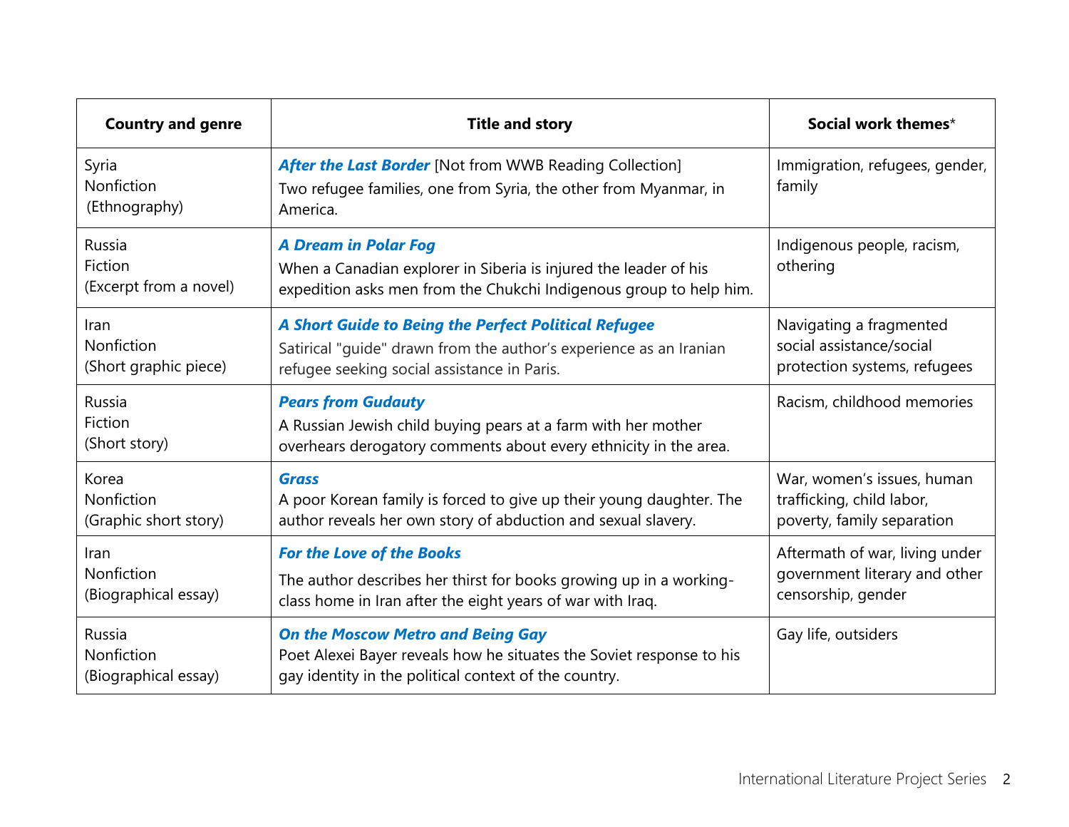| Country and genre | Title and story | Social work themes* |
|---|---|---|
| Syria<br>Nonfiction<br>(Ethnography) | ***After the Last Border*** [Not from WWB Reading Collection]<br>Two refugee families, one from Syria, the other from Myanmar, in America. | Immigration, refugees, gender, family |
| Russia<br>Fiction<br>(Excerpt from a novel) | ***A Dream in Polar Fog***<br>When a Canadian explorer in Siberia is injured the leader of his expedition asks men from the Chukchi Indigenous group to help him. | Indigenous people, racism, othering |
| Iran<br>Nonfiction<br>(Short graphic piece) | ***A Short Guide to Being the Perfect Political Refugee***<br>Satirical "guide" drawn from the author's experience as an Iranian refugee seeking social assistance in Paris. | Navigating a fragmented social assistance/social protection systems, refugees |
| Russia<br>Fiction<br>(Short story) | ***Pears from Gudauty***<br>A Russian Jewish child buying pears at a farm with her mother overhears derogatory comments about every ethnicity in the area. | Racism, childhood memories |
| Korea<br>Nonfiction<br>(Graphic short story) | ***Grass***<br>A poor Korean family is forced to give up their young daughter. The author reveals her own story of abduction and sexual slavery. | War, women's issues, human trafficking, child labor, poverty, family separation |
| Iran<br>Nonfiction<br>(Biographical essay) | ***For the Love of the Books***<br>The author describes her thirst for books growing up in a working-class home in Iran after the eight years of war with Iraq. | Aftermath of war, living under government literary and other censorship, gender |
| Russia<br>Nonfiction<br>(Biographical essay) | ***On the Moscow Metro and Being Gay***<br>Poet Alexei Bayer reveals how he situates the Soviet response to his gay identity in the political context of the country. | Gay life, outsiders |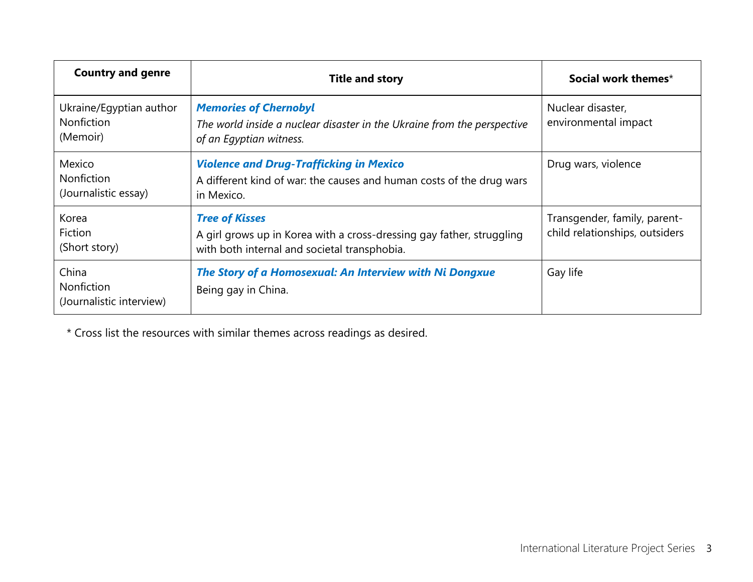| Country and genre | Title and story | Social work themes* |
| --- | --- | --- |
| Ukraine/Egyptian author<br>Nonfiction<br>(Memoir) | ***Memories of Chernobyl***<br>*The world inside a nuclear disaster in the Ukraine from the perspective of an Egyptian witness.* | Nuclear disaster, environmental impact |
| Mexico<br>Nonfiction<br>(Journalistic essay) | ***Violence and Drug-Trafficking in Mexico***<br>A different kind of war: the causes and human costs of the drug wars in Mexico. | Drug wars, violence |
| Korea<br>Fiction<br>(Short story) | ***Tree of Kisses***<br>A girl grows up in Korea with a cross-dressing gay father, struggling with both internal and societal transphobia. | Transgender, family, parent-child relationships, outsiders |
| China<br>Nonfiction<br>(Journalistic interview) | ***The Story of a Homosexual: An Interview with Ni Dongxue***<br>Being gay in China. | Gay life |

* Cross list the resources with similar themes across readings as desired.